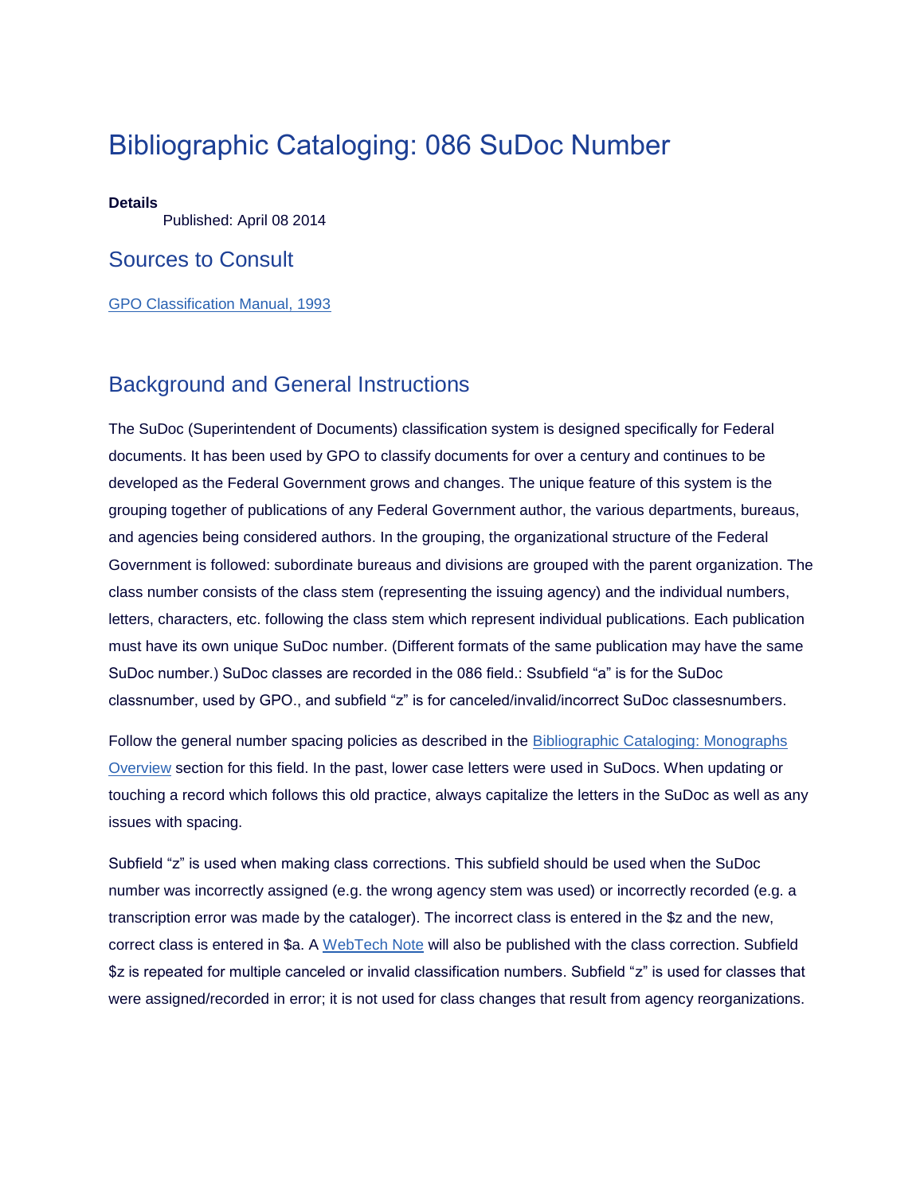# Bibliographic Cataloging: 086 SuDoc Number

**Details**

Published: April 08 2014

## Sources to Consult

[GPO Classification Manual, 1993]

## Background and General Instructions

The SuDoc (Superintendent of Documents) classification system is designed specifically for Federal documents. It has been used by GPO to classify documents for over a century and continues to be developed as the Federal Government grows and changes. The unique feature of this system is the grouping together of publications of any Federal Government author, the various departments, bureaus, and agencies being considered authors. In the grouping, the organizational structure of the Federal Government is followed: subordinate bureaus and divisions are grouped with the parent organization. The class number consists of the class stem (representing the issuing agency) and the individual numbers, letters, characters, etc. following the class stem which represent individual publications. Each publication must have its own unique SuDoc number. (Different formats of the same publication may have the same SuDoc number.) SuDoc classes are recorded in the 086 field.: Ssubfield "a" is for the SuDoc classnumber, used by GPO., and subfield "z" is for canceled/invalid/incorrect SuDoc classesnumbers.

Follow the general number spacing policies as described in the Bibliographic Cataloging: Monographs Overview section for this field. In the past, lower case letters were used in SuDocs. When updating or touching a record which follows this old practice, always capitalize the letters in the SuDoc as well as any issues with spacing.

Subfield "z" is used when making class corrections. This subfield should be used when the SuDoc number was incorrectly assigned (e.g. the wrong agency stem was used) or incorrectly recorded (e.g. a transcription error was made by the cataloger). The incorrect class is entered in the $z and the new, correct class is entered in $a. A WebTech Note will also be published with the class correction. Subfield $z is repeated for multiple canceled or invalid classification numbers. Subfield "z" is used for classes that were assigned/recorded in error; it is not used for class changes that result from agency reorganizations.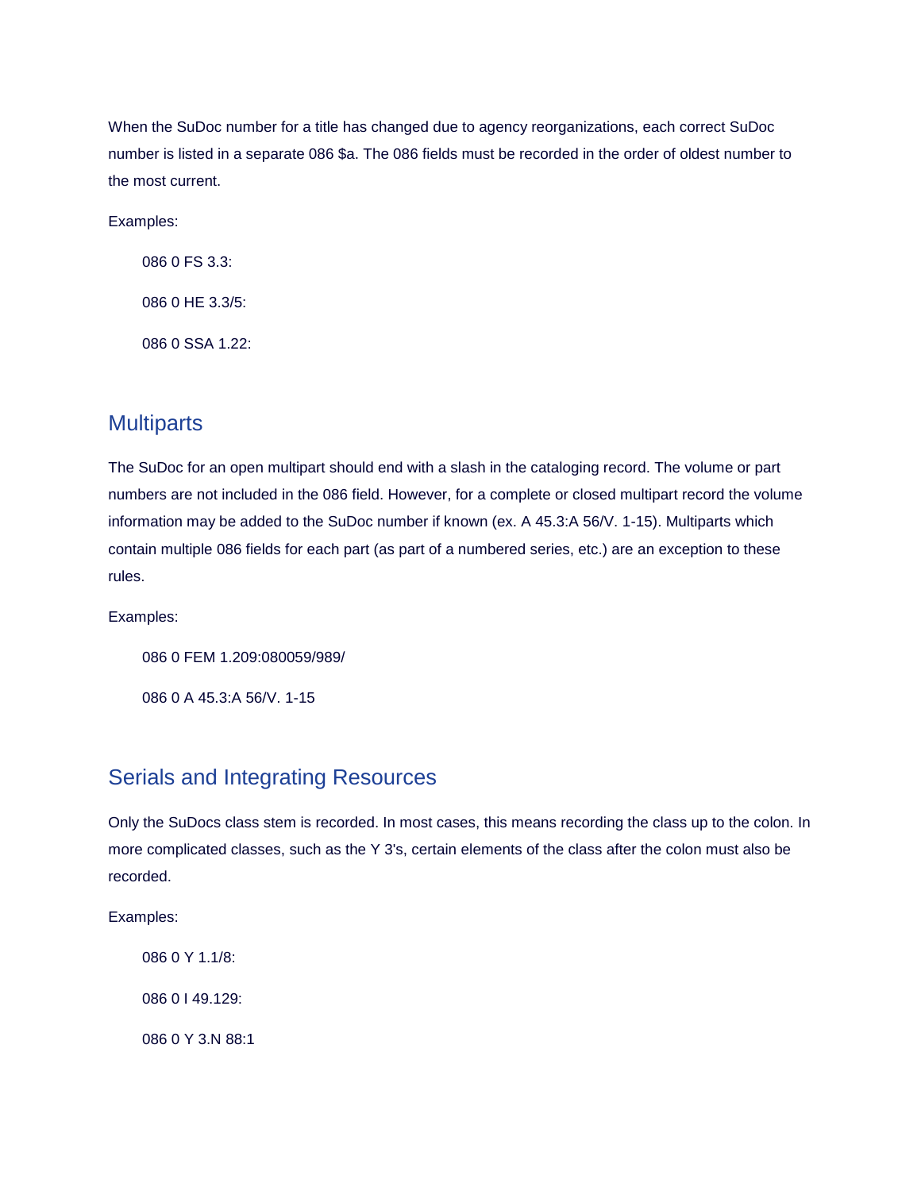When the SuDoc number for a title has changed due to agency reorganizations, each correct SuDoc number is listed in a separate 086 $a. The 086 fields must be recorded in the order of oldest number to the most current.

Examples:

> 086 0 FS 3.3:
>
> 086 0 HE 3.3/5:
>
> 086 0 SSA 1.22:

## Multiparts

The SuDoc for an open multipart should end with a slash in the cataloging record. The volume or part numbers are not included in the 086 field. However, for a complete or closed multipart record the volume information may be added to the SuDoc number if known (ex. A 45.3:A 56/V. 1-15). Multiparts which contain multiple 086 fields for each part (as part of a numbered series, etc.) are an exception to these rules.

Examples:

> 086 0 FEM 1.209:080059/989/
>
> 086 0 A 45.3:A 56/V. 1-15

## Serials and Integrating Resources

Only the SuDocs class stem is recorded. In most cases, this means recording the class up to the colon. In more complicated classes, such as the Y 3's, certain elements of the class after the colon must also be recorded.

Examples:

> 086 0 Y 1.1/8:
>
> 086 0 I 49.129:
>
> 086 0 Y 3.N 88:1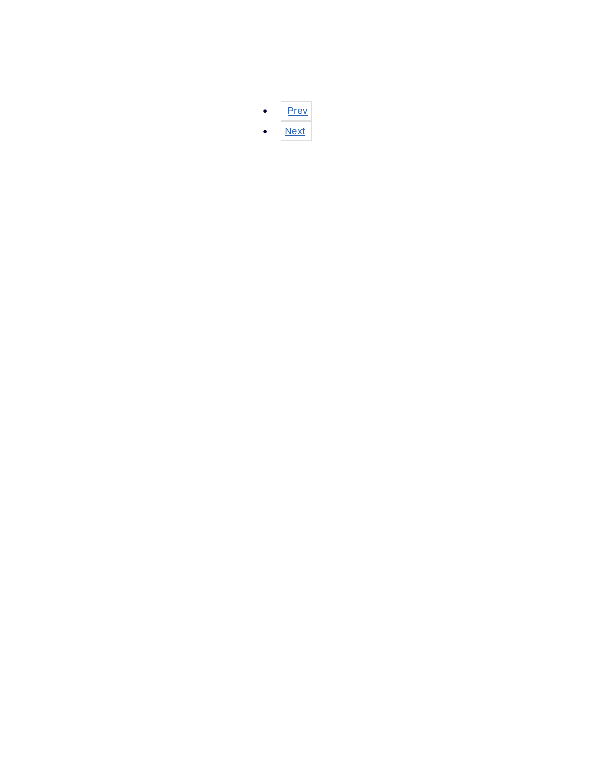- Prev
- Next